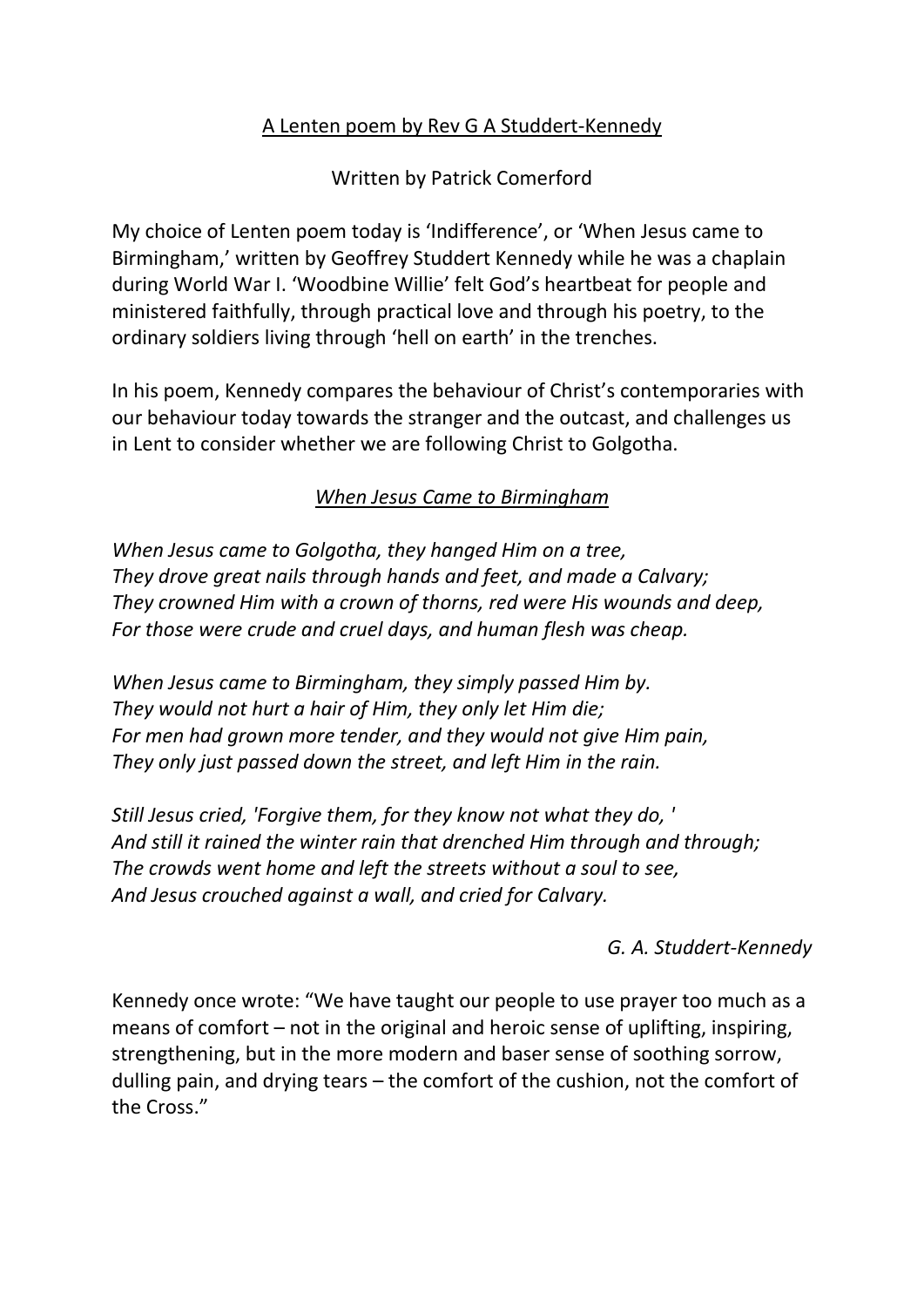A Lenten poem by Rev G A Studdert-Kennedy

Written by Patrick Comerford

My choice of Lenten poem today is 'Indifference', or 'When Jesus came to Birmingham,' written by Geoffrey Studdert Kennedy while he was a chaplain during World War I. 'Woodbine Willie' felt God's heartbeat for people and ministered faithfully, through practical love and through his poetry, to the ordinary soldiers living through 'hell on earth' in the trenches.

In his poem, Kennedy compares the behaviour of Christ's contemporaries with our behaviour today towards the stranger and the outcast, and challenges us in Lent to consider whether we are following Christ to Golgotha.

*When Jesus Came to Birmingham*

*When Jesus came to Golgotha, they hanged Him on a tree,*
*They drove great nails through hands and feet, and made a Calvary;*
*They crowned Him with a crown of thorns, red were His wounds and deep,*
*For those were crude and cruel days, and human flesh was cheap.*

*When Jesus came to Birmingham, they simply passed Him by.*
*They would not hurt a hair of Him, they only let Him die;*
*For men had grown more tender, and they would not give Him pain,*
*They only just passed down the street, and left Him in the rain.*

*Still Jesus cried, 'Forgive them, for they know not what they do, '*
*And still it rained the winter rain that drenched Him through and through;*
*The crowds went home and left the streets without a soul to see,*
*And Jesus crouched against a wall, and cried for Calvary.*

*G. A. Studdert-Kennedy*

Kennedy once wrote: "We have taught our people to use prayer too much as a means of comfort – not in the original and heroic sense of uplifting, inspiring, strengthening, but in the more modern and baser sense of soothing sorrow, dulling pain, and drying tears – the comfort of the cushion, not the comfort of the Cross."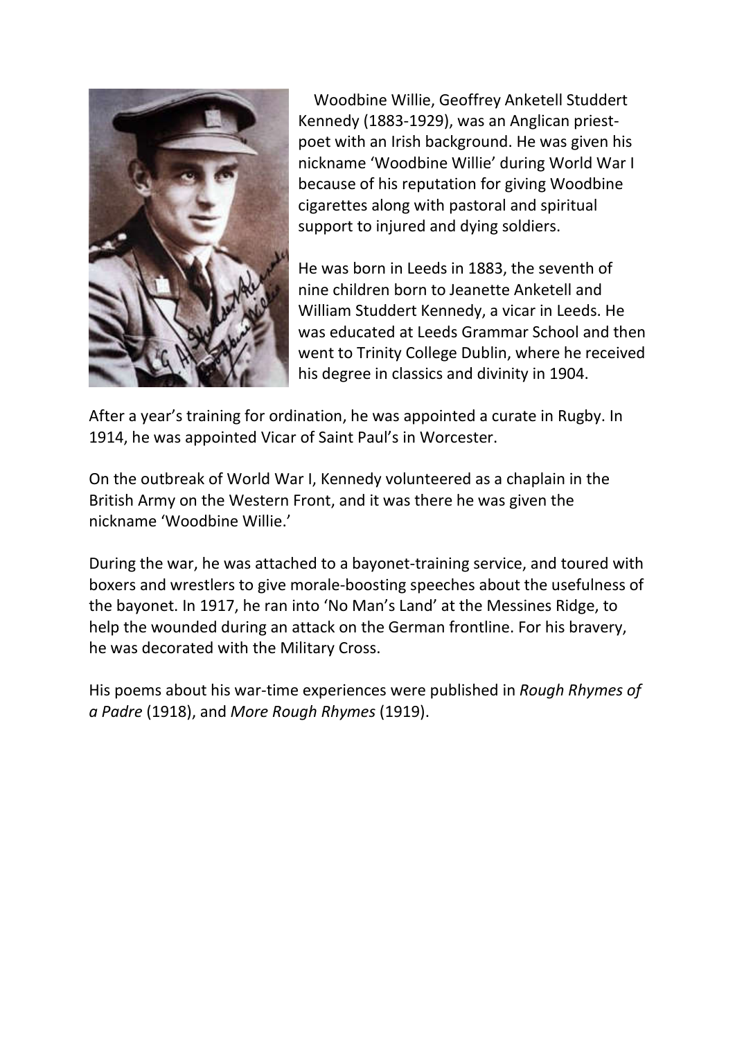Woodbine Willie, Geoffrey Anketell Studdert Kennedy (1883-1929), was an Anglican priest-poet with an Irish background. He was given his nickname 'Woodbine Willie' during World War I because of his reputation for giving Woodbine cigarettes along with pastoral and spiritual support to injured and dying soldiers.

He was born in Leeds in 1883, the seventh of nine children born to Jeanette Anketell and William Studdert Kennedy, a vicar in Leeds. He was educated at Leeds Grammar School and then went to Trinity College Dublin, where he received his degree in classics and divinity in 1904.

After a year's training for ordination, he was appointed a curate in Rugby. In 1914, he was appointed Vicar of Saint Paul's in Worcester.

On the outbreak of World War I, Kennedy volunteered as a chaplain in the British Army on the Western Front, and it was there he was given the nickname 'Woodbine Willie.'

During the war, he was attached to a bayonet-training service, and toured with boxers and wrestlers to give morale-boosting speeches about the usefulness of the bayonet. In 1917, he ran into 'No Man's Land' at the Messines Ridge, to help the wounded during an attack on the German frontline. For his bravery, he was decorated with the Military Cross.

His poems about his war-time experiences were published in *Rough Rhymes of a Padre* (1918), and *More Rough Rhymes* (1919).